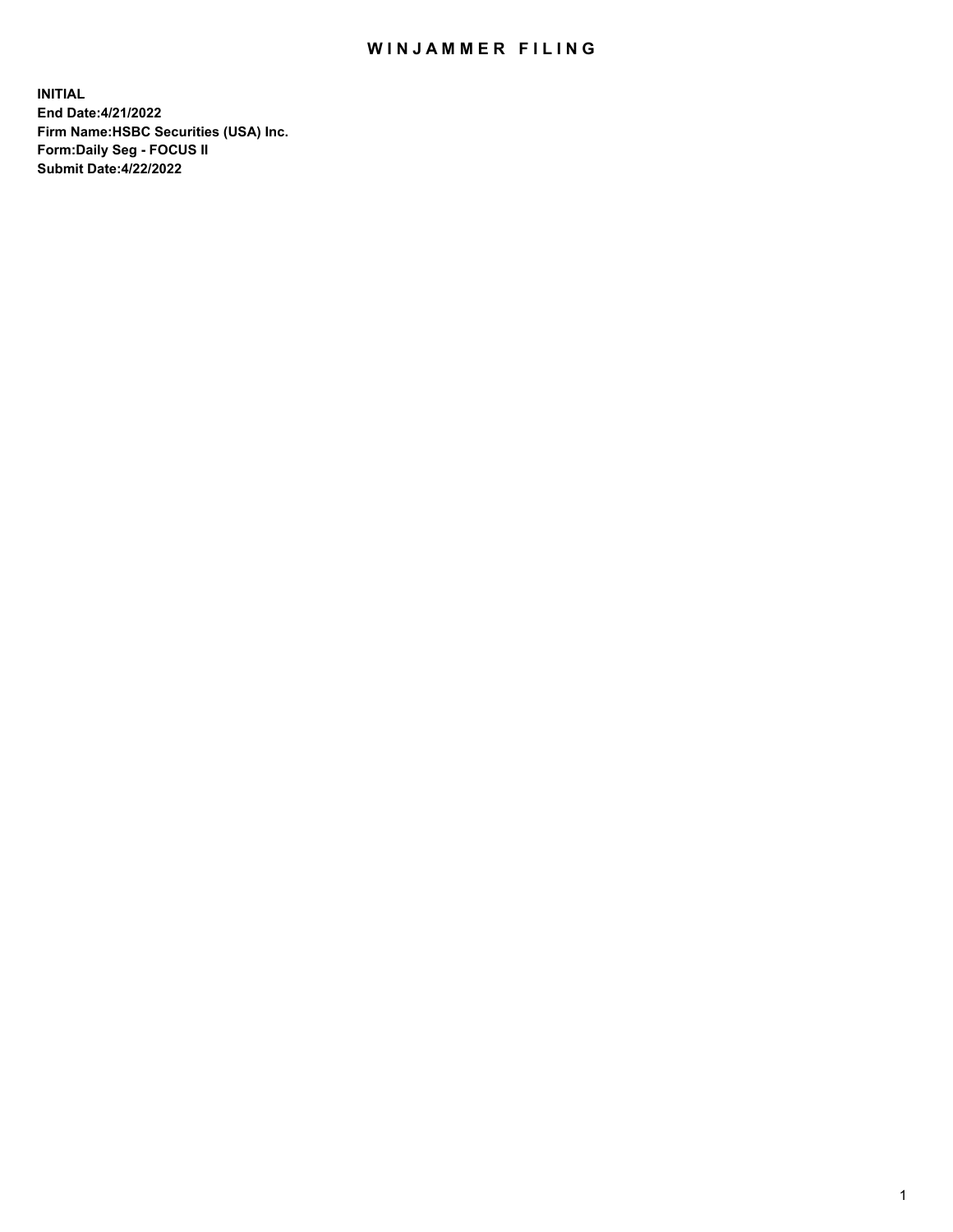# WINJAMMER FILING

**INITIAL**
**End Date:4/21/2022**
**Firm Name:HSBC Securities (USA) Inc.**
**Form:Daily Seg - FOCUS II**
**Submit Date:4/22/2022**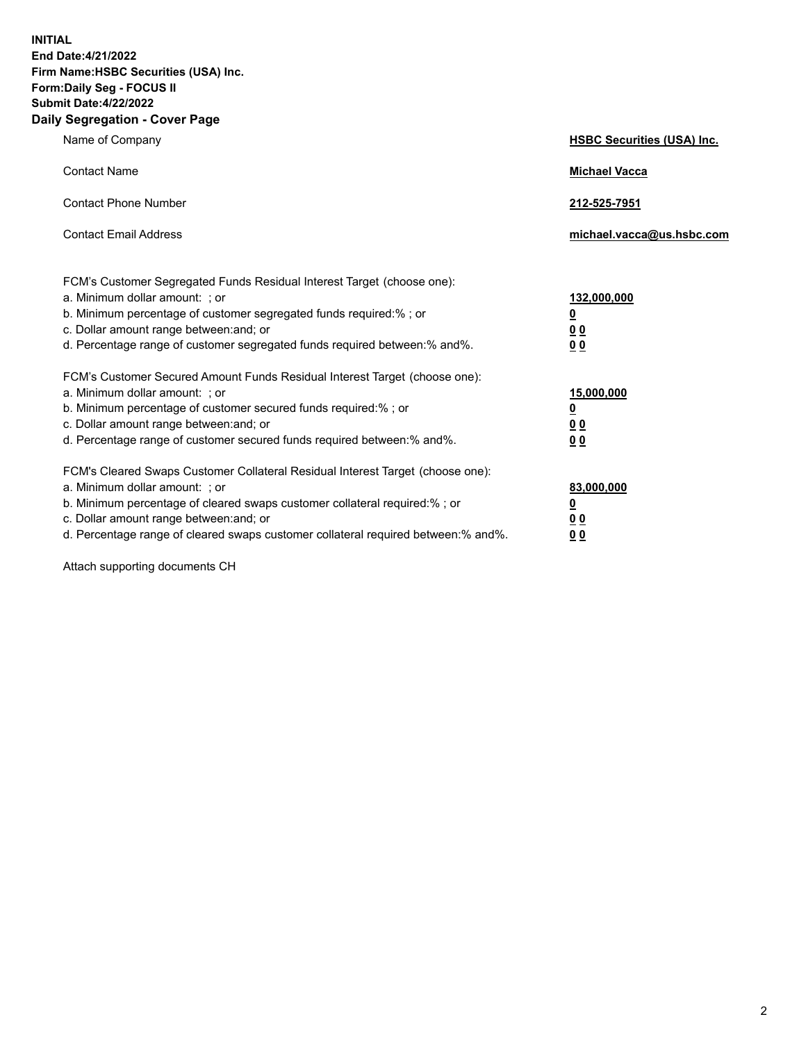**INITIAL**
**End Date:4/21/2022**
**Firm Name:HSBC Securities (USA) Inc.**
**Form:Daily Seg - FOCUS II**
**Submit Date:4/22/2022**

## Daily Segregation - Cover Page

| | |
|---|---|
| Name of Company | **HSBC Securities (USA) Inc.** |
| Contact Name | **Michael Vacca** |
| Contact Phone Number | **212-525-7951** |
| Contact Email Address | **michael.vacca@us.hsbc.com** |

| | |
|---|---|
| FCM's Customer Segregated Funds Residual Interest Target (choose one): | |
| a. Minimum dollar amount: ; or | **132,000,000** |
| b. Minimum percentage of customer segregated funds required:% ; or | **0** |
| c. Dollar amount range between:and; or | **0 0** |
| d. Percentage range of customer segregated funds required between:% and%. | **0 0** |
| FCM's Customer Secured Amount Funds Residual Interest Target (choose one): | |
| a. Minimum dollar amount: ; or | **15,000,000** |
| b. Minimum percentage of customer secured funds required:% ; or | **0** |
| c. Dollar amount range between:and; or | **0 0** |
| d. Percentage range of customer secured funds required between:% and%. | **0 0** |
| FCM's Cleared Swaps Customer Collateral Residual Interest Target (choose one): | |
| a. Minimum dollar amount: ; or | **83,000,000** |
| b. Minimum percentage of cleared swaps customer collateral required:% ; or | **0** |
| c. Dollar amount range between:and; or | **0 0** |
| d. Percentage range of cleared swaps customer collateral required between:% and%. | **0 0** |

Attach supporting documents CH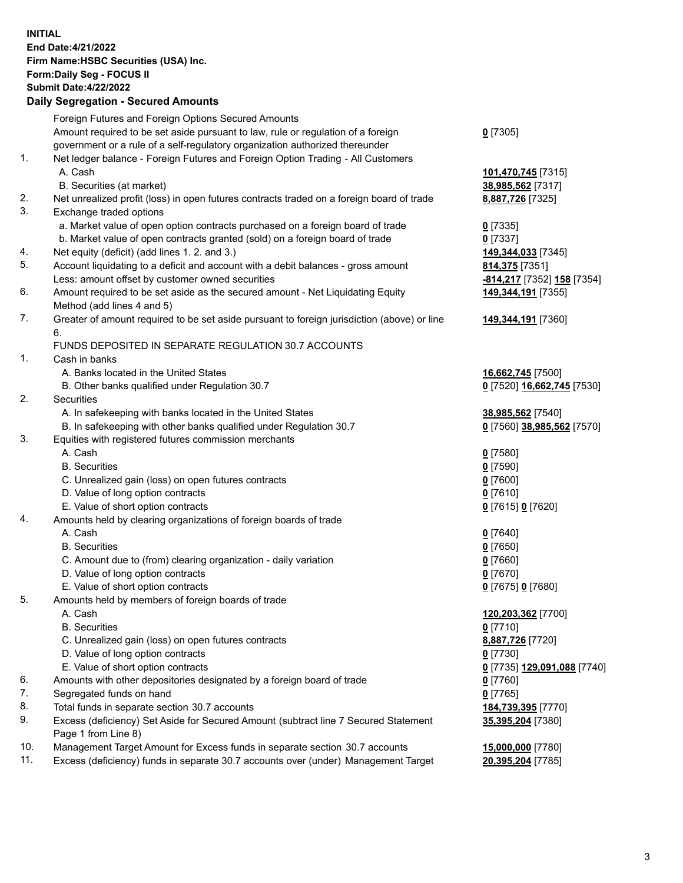**INITIAL**
**End Date:4/21/2022**
**Firm Name:HSBC Securities (USA) Inc.**
**Form:Daily Seg - FOCUS II**
**Submit Date:4/22/2022**

### Daily Segregation - Secured Amounts

| | | |
|---|---|---|
| | Foreign Futures and Foreign Options Secured Amounts | |
| | Amount required to be set aside pursuant to law, rule or regulation of a foreign government or a rule of a self-regulatory organization authorized thereunder | **0** [7305] |
| 1. | Net ledger balance - Foreign Futures and Foreign Option Trading - All Customers | |
| | A. Cash | **101,470,745** [7315] |
| | B. Securities (at market) | **38,985,562** [7317] |
| 2. | Net unrealized profit (loss) in open futures contracts traded on a foreign board of trade | **8,887,726** [7325] |
| 3. | Exchange traded options | |
| | a. Market value of open option contracts purchased on a foreign board of trade | **0** [7335] |
| | b. Market value of open contracts granted (sold) on a foreign board of trade | **0** [7337] |
| 4. | Net equity (deficit) (add lines 1. 2. and 3.) | **149,344,033** [7345] |
| 5. | Account liquidating to a deficit and account with a debit balances - gross amount | **814,375** [7351] |
| | Less: amount offset by customer owned securities | **-814,217** [7352] **158** [7354] |
| 6. | Amount required to be set aside as the secured amount - Net Liquidating Equity Method (add lines 4 and 5) | **149,344,191** [7355] |
| 7. | Greater of amount required to be set aside pursuant to foreign jurisdiction (above) or line 6. | **149,344,191** [7360] |
| | FUNDS DEPOSITED IN SEPARATE REGULATION 30.7 ACCOUNTS | |
| 1. | Cash in banks | |
| | A. Banks located in the United States | **16,662,745** [7500] |
| | B. Other banks qualified under Regulation 30.7 | **0** [7520] **16,662,745** [7530] |
| 2. | Securities | |
| | A. In safekeeping with banks located in the United States | **38,985,562** [7540] |
| | B. In safekeeping with other banks qualified under Regulation 30.7 | **0** [7560] **38,985,562** [7570] |
| 3. | Equities with registered futures commission merchants | |
| | A. Cash | **0** [7580] |
| | B. Securities | **0** [7590] |
| | C. Unrealized gain (loss) on open futures contracts | **0** [7600] |
| | D. Value of long option contracts | **0** [7610] |
| | E. Value of short option contracts | **0** [7615] **0** [7620] |
| 4. | Amounts held by clearing organizations of foreign boards of trade | |
| | A. Cash | **0** [7640] |
| | B. Securities | **0** [7650] |
| | C. Amount due to (from) clearing organization - daily variation | **0** [7660] |
| | D. Value of long option contracts | **0** [7670] |
| | E. Value of short option contracts | **0** [7675] **0** [7680] |
| 5. | Amounts held by members of foreign boards of trade | |
| | A. Cash | **120,203,362** [7700] |
| | B. Securities | **0** [7710] |
| | C. Unrealized gain (loss) on open futures contracts | **8,887,726** [7720] |
| | D. Value of long option contracts | **0** [7730] |
| | E. Value of short option contracts | **0** [7735] **129,091,088** [7740] |
| 6. | Amounts with other depositories designated by a foreign board of trade | **0** [7760] |
| 7. | Segregated funds on hand | **0** [7765] |
| 8. | Total funds in separate section 30.7 accounts | **184,739,395** [7770] |
| 9. | Excess (deficiency) Set Aside for Secured Amount (subtract line 7 Secured Statement Page 1 from Line 8) | **35,395,204** [7380] |
| 10. | Management Target Amount for Excess funds in separate section 30.7 accounts | **15,000,000** [7780] |
| 11. | Excess (deficiency) funds in separate 30.7 accounts over (under) Management Target | **20,395,204** [7785] |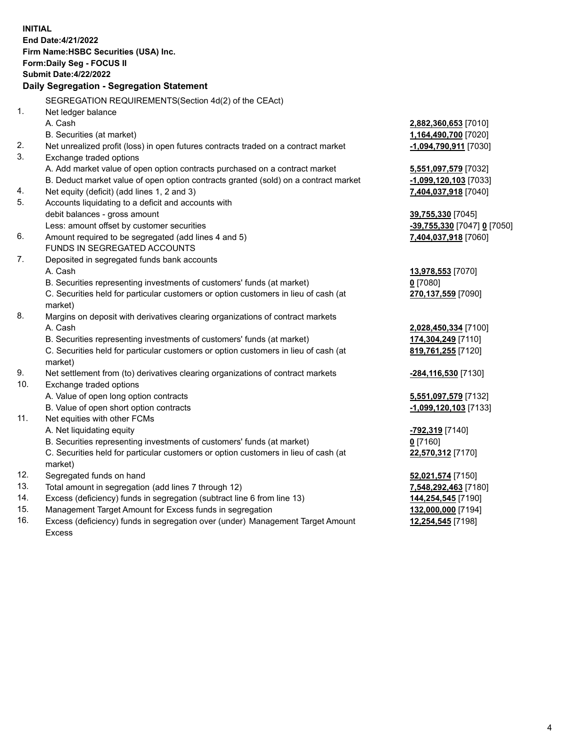**INITIAL**
**End Date:4/21/2022**
**Firm Name:HSBC Securities (USA) Inc.**
**Form:Daily Seg - FOCUS II**
**Submit Date:4/22/2022**

## Daily Segregation - Segregation Statement

SEGREGATION REQUIREMENTS(Section 4d(2) of the CEAct)

| | | |
|---|---|---|
| 1. | Net ledger balance | |
| | A. Cash | **2,882,360,653** [7010] |
| | B. Securities (at market) | **1,164,490,700** [7020] |
| 2. | Net unrealized profit (loss) in open futures contracts traded on a contract market | **-1,094,790,911** [7030] |
| 3. | Exchange traded options | |
| | A. Add market value of open option contracts purchased on a contract market | **5,551,097,579** [7032] |
| | B. Deduct market value of open option contracts granted (sold) on a contract market | **-1,099,120,103** [7033] |
| 4. | Net equity (deficit) (add lines 1, 2 and 3) | **7,404,037,918** [7040] |
| 5. | Accounts liquidating to a deficit and accounts with debit balances - gross amount | **39,755,330** [7045] |
| | Less: amount offset by customer securities | **-39,755,330** [7047] **0** [7050] |
| 6. | Amount required to be segregated (add lines 4 and 5) | **7,404,037,918** [7060] |
| | FUNDS IN SEGREGATED ACCOUNTS | |
| 7. | Deposited in segregated funds bank accounts | |
| | A. Cash | **13,978,553** [7070] |
| | B. Securities representing investments of customers' funds (at market) | **0** [7080] |
| | C. Securities held for particular customers or option customers in lieu of cash (at market) | **270,137,559** [7090] |
| 8. | Margins on deposit with derivatives clearing organizations of contract markets | |
| | A. Cash | **2,028,450,334** [7100] |
| | B. Securities representing investments of customers' funds (at market) | **174,304,249** [7110] |
| | C. Securities held for particular customers or option customers in lieu of cash (at market) | **819,761,255** [7120] |
| 9. | Net settlement from (to) derivatives clearing organizations of contract markets | **-284,116,530** [7130] |
| 10. | Exchange traded options | |
| | A. Value of open long option contracts | **5,551,097,579** [7132] |
| | B. Value of open short option contracts | **-1,099,120,103** [7133] |
| 11. | Net equities with other FCMs | |
| | A. Net liquidating equity | **-792,319** [7140] |
| | B. Securities representing investments of customers' funds (at market) | **0** [7160] |
| | C. Securities held for particular customers or option customers in lieu of cash (at market) | **22,570,312** [7170] |
| 12. | Segregated funds on hand | **52,021,574** [7150] |
| 13. | Total amount in segregation (add lines 7 through 12) | **7,548,292,463** [7180] |
| 14. | Excess (deficiency) funds in segregation (subtract line 6 from line 13) | **144,254,545** [7190] |
| 15. | Management Target Amount for Excess funds in segregation | **132,000,000** [7194] |
| 16. | Excess (deficiency) funds in segregation over (under) Management Target Amount Excess | **12,254,545** [7198] |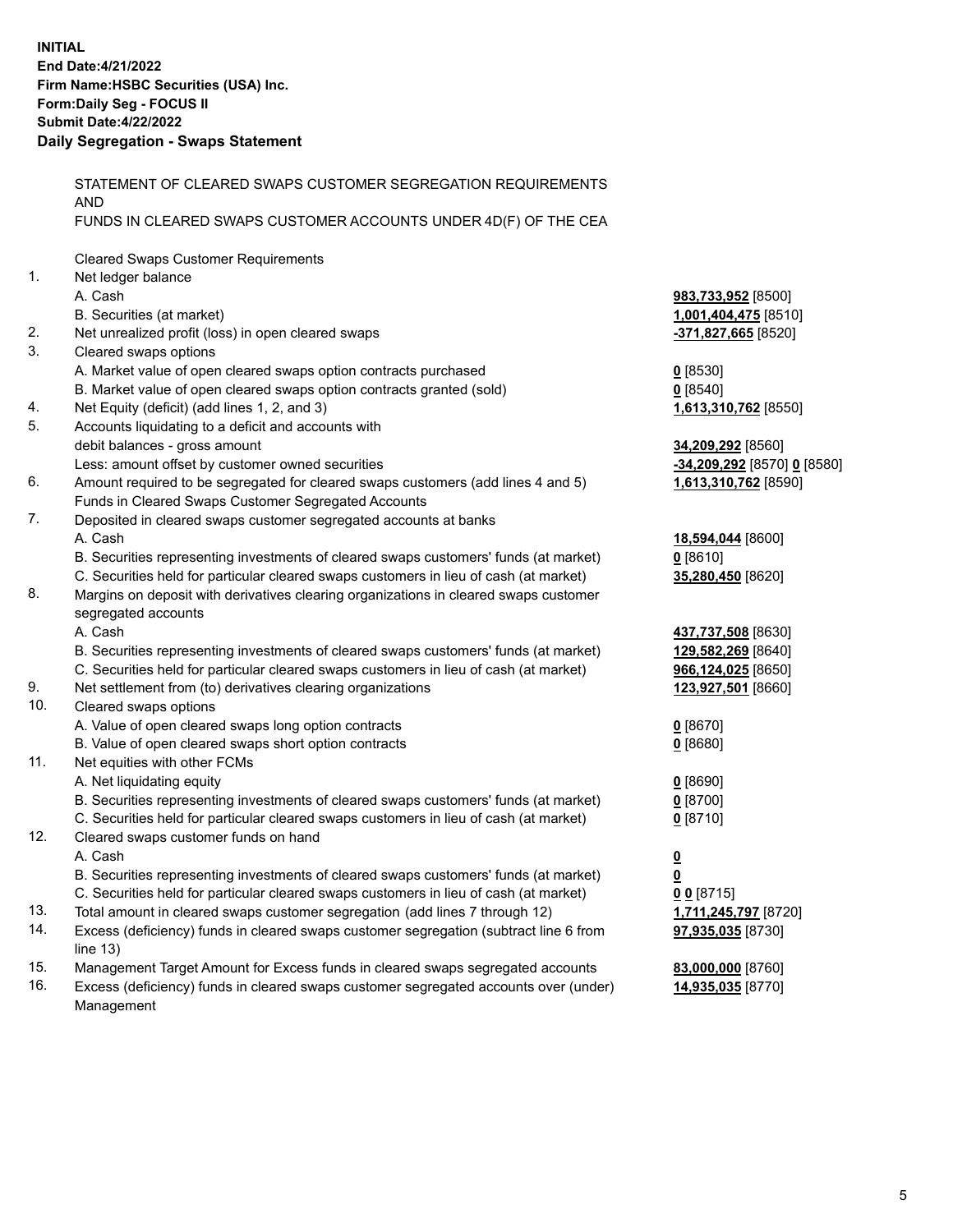**INITIAL**
**End Date:4/21/2022**
**Firm Name:HSBC Securities (USA) Inc.**
**Form:Daily Seg - FOCUS II**
**Submit Date:4/22/2022**

## Daily Segregation - Swaps Statement

STATEMENT OF CLEARED SWAPS CUSTOMER SEGREGATION REQUIREMENTS AND
FUNDS IN CLEARED SWAPS CUSTOMER ACCOUNTS UNDER 4D(F) OF THE CEA

| | | |
|---|---|---|
| | Cleared Swaps Customer Requirements | |
| 1. | Net ledger balance | |
| | A. Cash | **983,733,952** [8500] |
| | B. Securities (at market) | **1,001,404,475** [8510] |
| 2. | Net unrealized profit (loss) in open cleared swaps | **-371,827,665** [8520] |
| 3. | Cleared swaps options | |
| | A. Market value of open cleared swaps option contracts purchased | **0** [8530] |
| | B. Market value of open cleared swaps option contracts granted (sold) | **0** [8540] |
| 4. | Net Equity (deficit) (add lines 1, 2, and 3) | **1,613,310,762** [8550] |
| 5. | Accounts liquidating to a deficit and accounts with debit balances - gross amount | **34,209,292** [8560] |
| | Less: amount offset by customer owned securities | **-34,209,292** [8570] **0** [8580] |
| 6. | Amount required to be segregated for cleared swaps customers (add lines 4 and 5) | **1,613,310,762** [8590] |
| | Funds in Cleared Swaps Customer Segregated Accounts | |
| 7. | Deposited in cleared swaps customer segregated accounts at banks | |
| | A. Cash | **18,594,044** [8600] |
| | B. Securities representing investments of cleared swaps customers' funds (at market) | **0** [8610] |
| | C. Securities held for particular cleared swaps customers in lieu of cash (at market) | **35,280,450** [8620] |
| 8. | Margins on deposit with derivatives clearing organizations in cleared swaps customer segregated accounts | |
| | A. Cash | **437,737,508** [8630] |
| | B. Securities representing investments of cleared swaps customers' funds (at market) | **129,582,269** [8640] |
| | C. Securities held for particular cleared swaps customers in lieu of cash (at market) | **966,124,025** [8650] |
| 9. | Net settlement from (to) derivatives clearing organizations | **123,927,501** [8660] |
| 10. | Cleared swaps options | |
| | A. Value of open cleared swaps long option contracts | **0** [8670] |
| | B. Value of open cleared swaps short option contracts | **0** [8680] |
| 11. | Net equities with other FCMs | |
| | A. Net liquidating equity | **0** [8690] |
| | B. Securities representing investments of cleared swaps customers' funds (at market) | **0** [8700] |
| | C. Securities held for particular cleared swaps customers in lieu of cash (at market) | **0** [8710] |
| 12. | Cleared swaps customer funds on hand | |
| | A. Cash | **0** |
| | B. Securities representing investments of cleared swaps customers' funds (at market) | **0** |
| | C. Securities held for particular cleared swaps customers in lieu of cash (at market) | **0** **0** [8715] |
| 13. | Total amount in cleared swaps customer segregation (add lines 7 through 12) | **1,711,245,797** [8720] |
| 14. | Excess (deficiency) funds in cleared swaps customer segregation (subtract line 6 from line 13) | **97,935,035** [8730] |
| 15. | Management Target Amount for Excess funds in cleared swaps segregated accounts | **83,000,000** [8760] |
| 16. | Excess (deficiency) funds in cleared swaps customer segregated accounts over (under) Management | **14,935,035** [8770] |